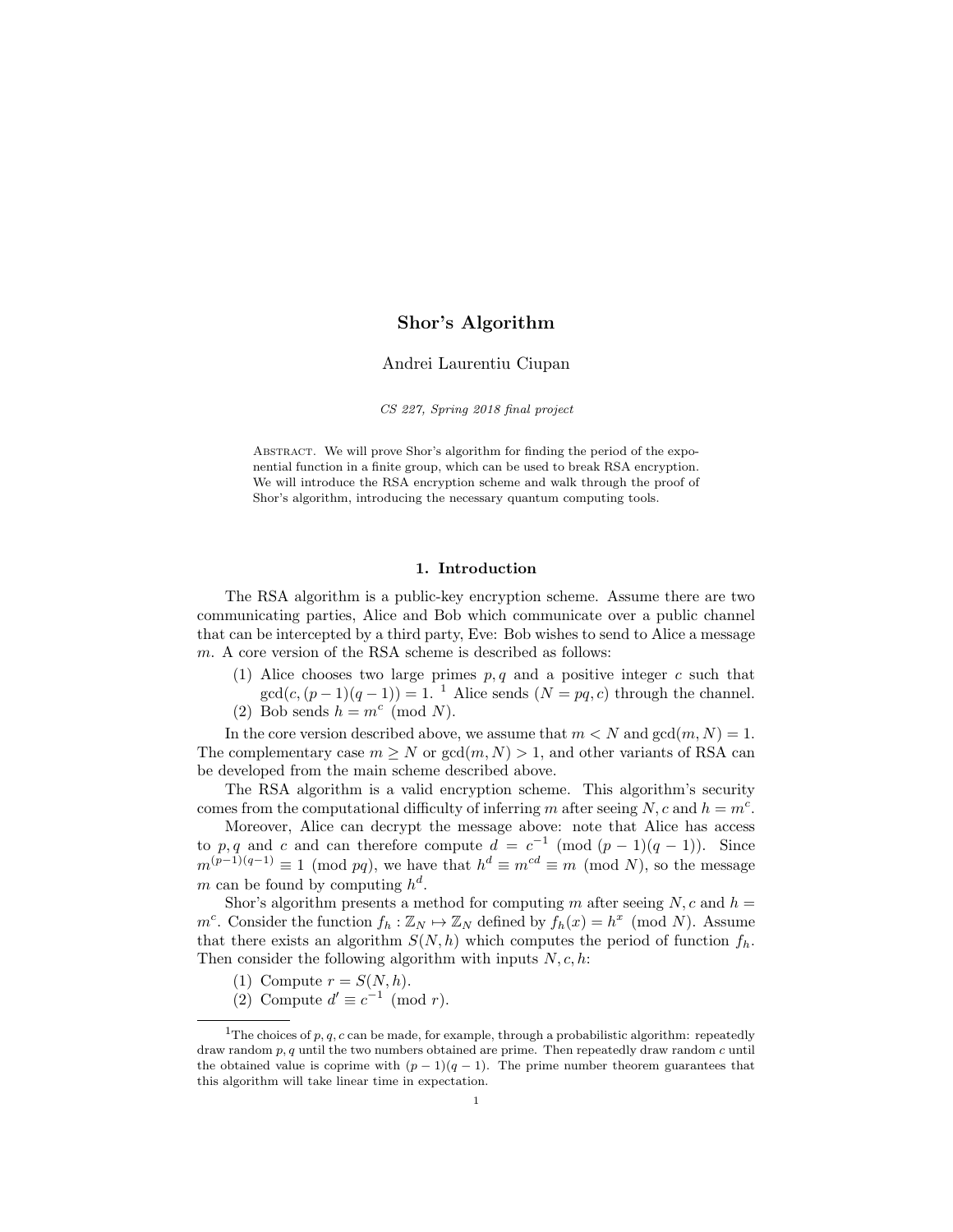# Shor's Algorithm

Andrei Laurentiu Ciupan

*CS 227, Spring 2018 final project*

Abstract. We will prove Shor's algorithm for finding the period of the exponential function in a finite group, which can be used to break RSA encryption. We will introduce the RSA encryption scheme and walk through the proof of Shor's algorithm, introducing the necessary quantum computing tools.

## 1. Introduction

The RSA algorithm is a public-key encryption scheme. Assume there are two communicating parties, Alice and Bob which communicate over a public channel that can be intercepted by a third party, Eve: Bob wishes to send to Alice a message $m$. A core version of the RSA scheme is described as follows:

(1) Alice chooses two large primes $p, q$ and a positive integer $c$ such that $\gcd(c, (p-1)(q-1)) = 1$. [1] Alice sends $(N = pq, c)$ through the channel.
(2) Bob sends $h = m^c \pmod{N}$.

In the core version described above, we assume that $m < N$ and $\gcd(m, N) = 1$. The complementary case $m \geq N$ or $\gcd(m, N) > 1$, and other variants of RSA can be developed from the main scheme described above.

The RSA algorithm is a valid encryption scheme. This algorithm's security comes from the computational difficulty of inferring $m$ after seeing $N, c$ and $h = m^c$.

Moreover, Alice can decrypt the message above: note that Alice has access to $p, q$ and $c$ and can therefore compute $d = c^{-1} \pmod{(p-1)(q-1)}$. Since $m^{(p-1)(q-1)} \equiv 1 \pmod{pq}$, we have that $h^d \equiv m^{cd} \equiv m \pmod{N}$, so the message $m$ can be found by computing $h^d$.

Shor's algorithm presents a method for computing $m$ after seeing $N, c$ and $h = m^c$. Consider the function $f_h : \mathbb{Z}_N \mapsto \mathbb{Z}_N$ defined by $f_h(x) = h^x \pmod{N}$. Assume that there exists an algorithm $S(N, h)$ which computes the period of function $f_h$. Then consider the following algorithm with inputs $N, c, h$:

(1) Compute $r = S(N, h)$.
(2) Compute $d' \equiv c^{-1} \pmod{r}$.

[1] The choices of $p, q, c$ can be made, for example, through a probabilistic algorithm: repeatedly draw random $p, q$ until the two numbers obtained are prime. Then repeatedly draw random $c$ until the obtained value is coprime with $(p-1)(q-1)$. The prime number theorem guarantees that this algorithm will take linear time in expectation.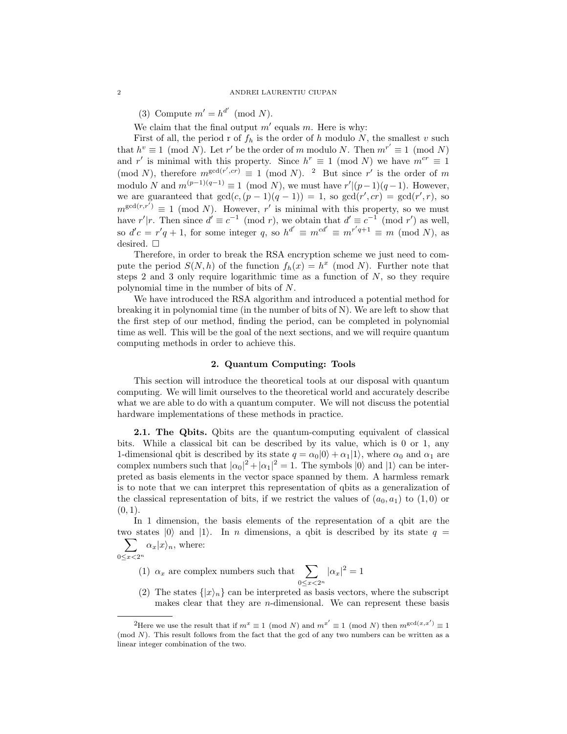(3) Compute $m' = h^{d'} \pmod N$.

We claim that the final output $m'$ equals $m$. Here is why:

First of all, the period r of $f_h$ is the order of $h$ modulo $N$, the smallest $v$ such that $h^v \equiv 1 \pmod N$. Let $r'$ be the order of $m$ modulo $N$. Then $m^{r'} \equiv 1 \pmod N$ and $r'$ is minimal with this property. Since $h^r \equiv 1 \pmod N$ we have $m^{cr} \equiv 1 \pmod N$, therefore $m^{\gcd(r', cr)} \equiv 1 \pmod N$. [2] But since $r'$ is the order of $m$ modulo $N$ and $m^{(p-1)(q-1)} \equiv 1 \pmod N$, we must have $r' | (p-1)(q-1)$. However, we are guaranteed that $\gcd(c, (p-1)(q-1)) = 1$, so $\gcd(r', cr) = \gcd(r', r)$, so $m^{\gcd(r,r')} \equiv 1 \pmod N$. However, $r'$ is minimal with this property, so we must have $r' | r$. Then since $d' \equiv c^{-1} \pmod r$, we obtain that $d' \equiv c^{-1} \pmod{r'}$ as well, so $d'c = r'q + 1$, for some integer $q$, so $h^{d'} \equiv m^{cd'} \equiv m^{r'q+1} \equiv m \pmod N$, as desired. □

Therefore, in order to break the RSA encryption scheme we just need to compute the period $S(N, h)$ of the function $f_h(x) = h^x \pmod N$. Further note that steps 2 and 3 only require logarithmic time as a function of $N$, so they require polynomial time in the number of bits of $N$.

We have introduced the RSA algorithm and introduced a potential method for breaking it in polynomial time (in the number of bits of N). We are left to show that the first step of our method, finding the period, can be completed in polynomial time as well. This will be the goal of the next sections, and we will require quantum computing methods in order to achieve this.

## 2. Quantum Computing: Tools

This section will introduce the theoretical tools at our disposal with quantum computing. We will limit ourselves to the theoretical world and accurately describe what we are able to do with a quantum computer. We will not discuss the potential hardware implementations of these methods in practice.

**2.1. The Qbits.** Qbits are the quantum-computing equivalent of classical bits. While a classical bit can be described by its value, which is 0 or 1, any 1-dimensional qbit is described by its state $q = \alpha_0|0\rangle + \alpha_1|1\rangle$, where $\alpha_0$ and $\alpha_1$ are complex numbers such that $|\alpha_0|^2 + |\alpha_1|^2 = 1$. The symbols $|0\rangle$ and $|1\rangle$ can be interpreted as basis elements in the vector space spanned by them. A harmless remark is to note that we can interpret this representation of qbits as a generalization of the classical representation of bits, if we restrict the values of $(a_0, a_1)$ to $(1, 0)$ or $(0, 1)$.

In 1 dimension, the basis elements of the representation of a qbit are the two states $|0\rangle$ and $|1\rangle$. In $n$ dimensions, a qbit is described by its state $q = \sum_{0 \le x < 2^n} \alpha_x |x\rangle_n$, where:

1. $\alpha_x$ are complex numbers such that $\sum_{0 \le x < 2^n} |\alpha_x|^2 = 1$
2. The states $\{|x\rangle_n\}$ can be interpreted as basis vectors, where the subscript makes clear that they are $n$-dimensional. We can represent these basis

[2] Here we use the result that if $m^x \equiv 1 \pmod N$ and $m^{x'} \equiv 1 \pmod N$ then $m^{\gcd(x,x')} \equiv 1 \pmod N$. This result follows from the fact that the gcd of any two numbers can be written as a linear integer combination of the two.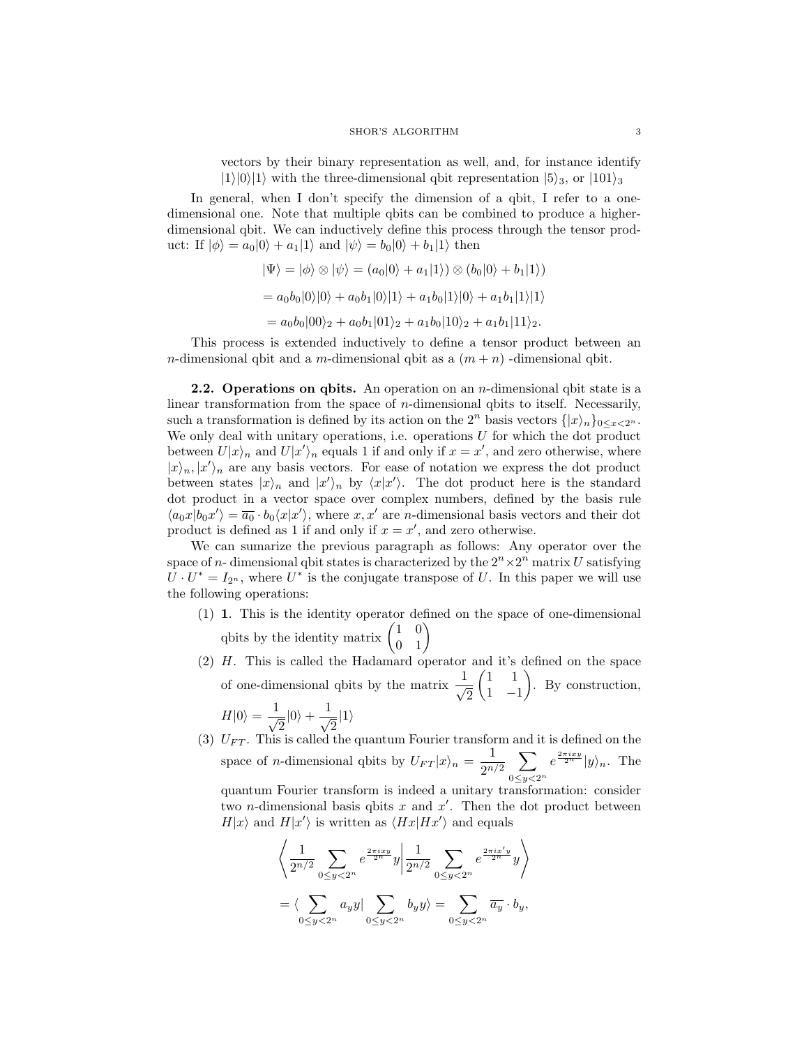vectors by their binary representation as well, and, for instance identify $|1\rangle|0\rangle|1\rangle$ with the three-dimensional qbit representation $|5\rangle_3$, or $|101\rangle_3$

In general, when I don't specify the dimension of a qbit, I refer to a one-dimensional one. Note that multiple qbits can be combined to produce a higher-dimensional qbit. We can inductively define this process through the tensor product: If $|\phi\rangle = a_0|0\rangle + a_1|1\rangle$ and $|\psi\rangle = b_0|0\rangle + b_1|1\rangle$ then

$$|\Psi\rangle = |\phi\rangle \otimes |\psi\rangle = (a_0|0\rangle + a_1|1\rangle) \otimes (b_0|0\rangle + b_1|1\rangle)$$

$$= a_0 b_0|0\rangle|0\rangle + a_0 b_1|0\rangle|1\rangle + a_1 b_0|1\rangle|0\rangle + a_1 b_1|1\rangle|1\rangle$$

$$= a_0 b_0|00\rangle_2 + a_0 b_1|01\rangle_2 + a_1 b_0|10\rangle_2 + a_1 b_1|11\rangle_2.$$

This process is extended inductively to define a tensor product between an $n$-dimensional qbit and a $m$-dimensional qbit as a $(m+n)$ -dimensional qbit.

**2.2. Operations on qbits.** An operation on an $n$-dimensional qbit state is a linear transformation from the space of $n$-dimensional qbits to itself. Necessarily, such a transformation is defined by its action on the $2^n$ basis vectors $\{|x\rangle_n\}_{0\leq x<2^n}$. We only deal with unitary operations, i.e. operations $U$ for which the dot product between $U|x\rangle_n$ and $U|x'\rangle_n$ equals 1 if and only if $x = x'$, and zero otherwise, where $|x\rangle_n, |x'\rangle_n$ are any basis vectors. For ease of notation we express the dot product between states $|x\rangle_n$ and $|x'\rangle_n$ by $\langle x|x'\rangle$. The dot product here is the standard dot product in a vector space over complex numbers, defined by the basis rule $\langle a_0 x|b_0 x'\rangle = \overline{a_0} \cdot b_0 \langle x|x'\rangle$, where $x, x'$ are $n$-dimensional basis vectors and their dot product is defined as 1 if and only if $x = x'$, and zero otherwise.

We can sumarize the previous paragraph as follows: Any operator over the space of $n$- dimensional qbit states is characterized by the $2^n \times 2^n$ matrix $U$ satisfying $U \cdot U^* = I_{2^n}$, where $U^*$ is the conjugate transpose of $U$. In this paper we will use the following operations:

1. **1**. This is the identity operator defined on the space of one-dimensional qbits by the identity matrix $\begin{pmatrix} 1 & 0 \\ 0 & 1 \end{pmatrix}$
2. $H$. This is called the Hadamard operator and it's defined on the space of one-dimensional qbits by the matrix $\dfrac{1}{\sqrt{2}}\begin{pmatrix} 1 & 1 \\ 1 & -1 \end{pmatrix}$. By construction, $H|0\rangle = \dfrac{1}{\sqrt{2}}|0\rangle + \dfrac{1}{\sqrt{2}}|1\rangle$
3. $U_{FT}$. This is called the quantum Fourier transform and it is defined on the space of $n$-dimensional qbits by $U_{FT}|x\rangle_n = \dfrac{1}{2^{n/2}} \displaystyle\sum_{0\leq y<2^n} e^{\frac{2\pi i x y}{2^n}}|y\rangle_n$. The quantum Fourier transform is indeed a unitary transformation: consider two $n$-dimensional basis qbits $x$ and $x'$. Then the dot product between $H|x\rangle$ and $H|x'\rangle$ is written as $\langle Hx|Hx'\rangle$ and equals

$$\left\langle \frac{1}{2^{n/2}} \sum_{0\leq y<2^n} e^{\frac{2\pi i x y}{2^n}} y \middle| \frac{1}{2^{n/2}} \sum_{0\leq y<2^n} e^{\frac{2\pi i x' y}{2^n}} y \right\rangle$$

$$= \langle \sum_{0\leq y<2^n} a_y y | \sum_{0\leq y<2^n} b_y y\rangle = \sum_{0\leq y<2^n} \overline{a_y} \cdot b_y,$$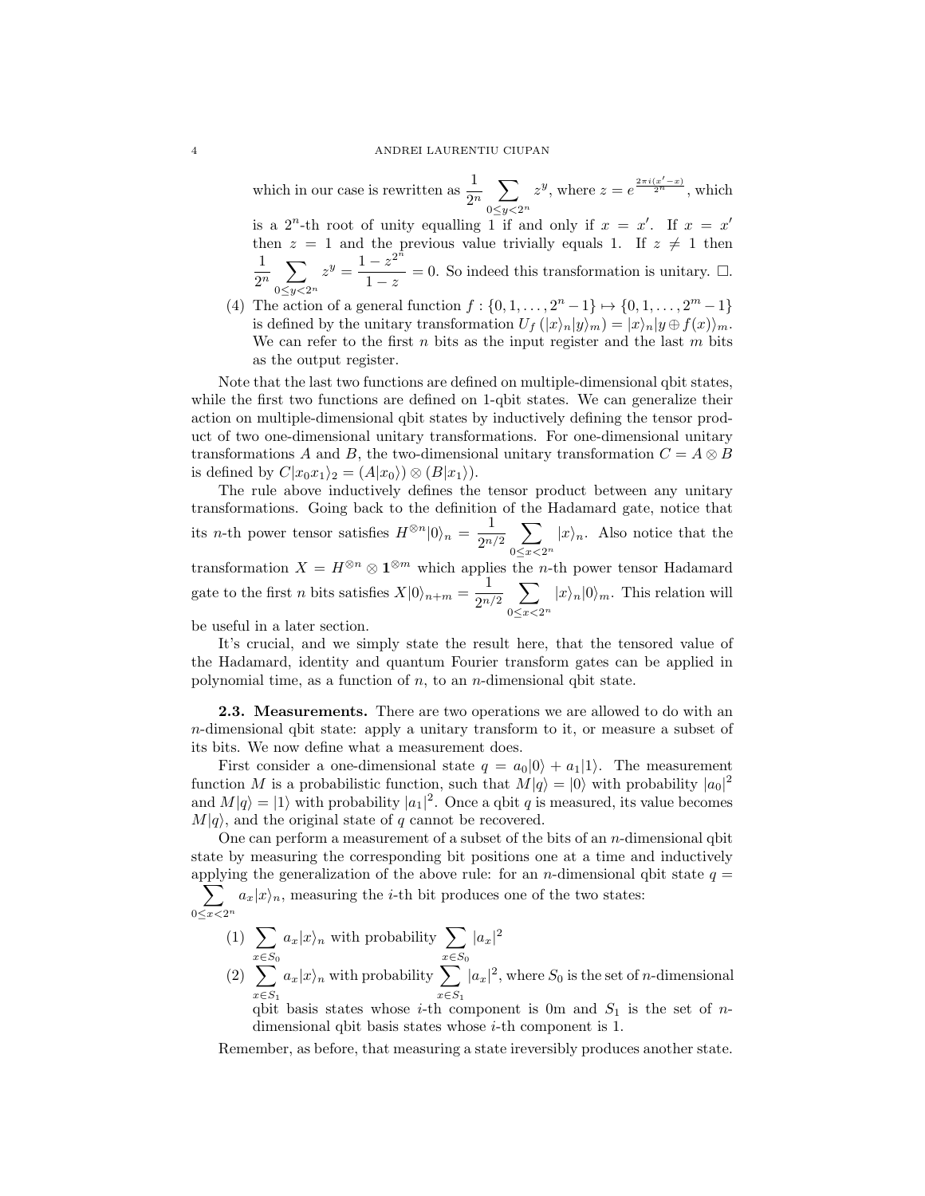which in our case is rewritten as $\frac{1}{2^n}\sum_{0\leq y<2^n} z^y$, where $z = e^{\frac{2\pi i(x'-x)}{2^n}}$, which is a $2^n$-th root of unity equalling 1 if and only if $x = x'$. If $x = x'$ then $z = 1$ and the previous value trivially equals 1. If $z \neq 1$ then $\frac{1}{2^n}\sum_{0\leq y<2^n} z^y = \frac{1-z^{2^n}}{1-z} = 0$. So indeed this transformation is unitary. □.

(4) The action of a general function $f : \{0, 1, \ldots, 2^n - 1\} \mapsto \{0, 1, \ldots, 2^m - 1\}$ is defined by the unitary transformation $U_f(|x\rangle_n|y\rangle_m) = |x\rangle_n|y \oplus f(x)\rangle_m$. We can refer to the first $n$ bits as the input register and the last $m$ bits as the output register.

Note that the last two functions are defined on multiple-dimensional qbit states, while the first two functions are defined on 1-qbit states. We can generalize their action on multiple-dimensional qbit states by inductively defining the tensor product of two one-dimensional unitary transformations. For one-dimensional unitary transformations $A$ and $B$, the two-dimensional unitary transformation $C = A \otimes B$ is defined by $C|x_0x_1\rangle_2 = (A|x_0\rangle) \otimes (B|x_1\rangle)$.

The rule above inductively defines the tensor product between any unitary transformations. Going back to the definition of the Hadamard gate, notice that its $n$-th power tensor satisfies $H^{\otimes n}|0\rangle_n = \frac{1}{2^{n/2}}\sum_{0\leq x<2^n}|x\rangle_n$. Also notice that the transformation $X = H^{\otimes n} \otimes \mathbf{1}^{\otimes m}$ which applies the $n$-th power tensor Hadamard gate to the first $n$ bits satisfies $X|0\rangle_{n+m} = \frac{1}{2^{n/2}}\sum_{0\leq x<2^n}|x\rangle_n|0\rangle_m$. This relation will be useful in a later section.

It's crucial, and we simply state the result here, that the tensored value of the Hadamard, identity and quantum Fourier transform gates can be applied in polynomial time, as a function of $n$, to an $n$-dimensional qbit state.

**2.3. Measurements.** There are two operations we are allowed to do with an $n$-dimensional qbit state: apply a unitary transform to it, or measure a subset of its bits. We now define what a measurement does.

First consider a one-dimensional state $q = a_0|0\rangle + a_1|1\rangle$. The measurement function $M$ is a probabilistic function, such that $M|q\rangle = |0\rangle$ with probability $|a_0|^2$ and $M|q\rangle = |1\rangle$ with probability $|a_1|^2$. Once a qbit $q$ is measured, its value becomes $M|q\rangle$, and the original state of $q$ cannot be recovered.

One can perform a measurement of a subset of the bits of an $n$-dimensional qbit state by measuring the corresponding bit positions one at a time and inductively applying the generalization of the above rule: for an $n$-dimensional qbit state $q = \sum_{0\leq x<2^n} a_x|x\rangle_n$, measuring the $i$-th bit produces one of the two states:

(1) $\sum_{x\in S_0} a_x|x\rangle_n$ with probability $\sum_{x\in S_0}|a_x|^2$

(2) $\sum_{x\in S_1} a_x|x\rangle_n$ with probability $\sum_{x\in S_1}|a_x|^2$, where $S_0$ is the set of $n$-dimensional qbit basis states whose $i$-th component is 0m and $S_1$ is the set of $n$-dimensional qbit basis states whose $i$-th component is 1.

Remember, as before, that measuring a state ireversibly produces another state.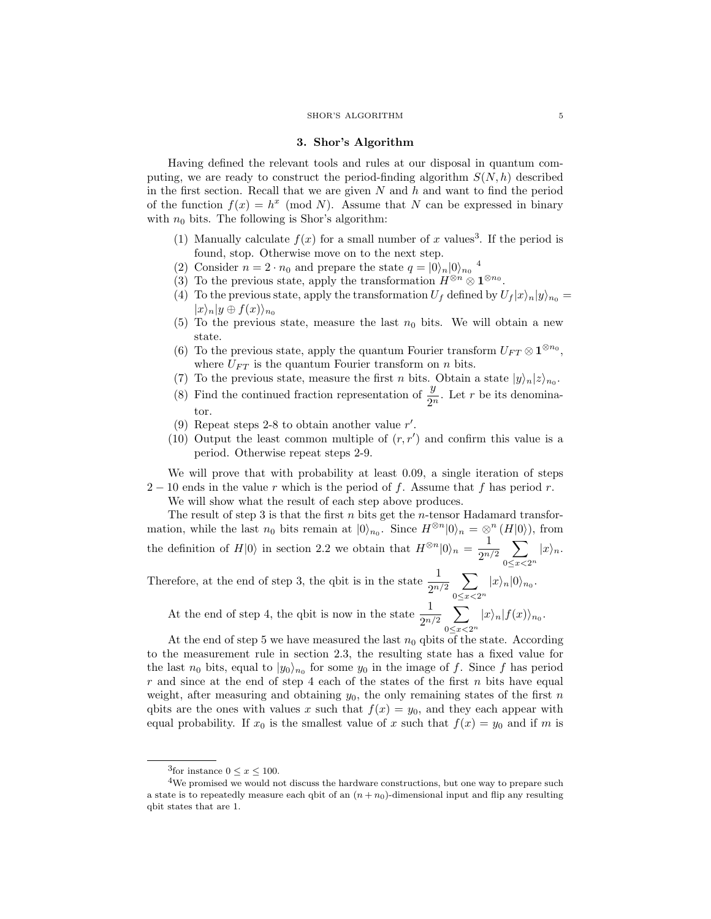## 3. Shor's Algorithm

Having defined the relevant tools and rules at our disposal in quantum computing, we are ready to construct the period-finding algorithm $S(N, h)$ described in the first section. Recall that we are given $N$ and $h$ and want to find the period of the function $f(x) = h^x \pmod N$. Assume that $N$ can be expressed in binary with $n_0$ bits. The following is Shor's algorithm:

1. Manually calculate $f(x)$ for a small number of $x$ values[3]. If the period is found, stop. Otherwise move on to the next step.
2. Consider $n = 2 \cdot n_0$ and prepare the state $q = |0\rangle_n |0\rangle_{n_0}$ [4]
3. To the previous state, apply the transformation $H^{\otimes n} \otimes \mathbf{1}^{\otimes n_0}$.
4. To the previous state, apply the transformation $U_f$ defined by $U_f|x\rangle_n|y\rangle_{n_0} = |x\rangle_n|y \oplus f(x)\rangle_{n_0}$
5. To the previous state, measure the last $n_0$ bits. We will obtain a new state.
6. To the previous state, apply the quantum Fourier transform $U_{FT} \otimes \mathbf{1}^{\otimes n_0}$, where $U_{FT}$ is the quantum Fourier transform on $n$ bits.
7. To the previous state, measure the first $n$ bits. Obtain a state $|y\rangle_n|z\rangle_{n_0}$.
8. Find the continued fraction representation of $\dfrac{y}{2^n}$. Let $r$ be its denominator.
9. Repeat steps 2-8 to obtain another value $r'$.
10. Output the least common multiple of $(r, r')$ and confirm this value is a period. Otherwise repeat steps 2-9.

We will prove that with probability at least 0.09, a single iteration of steps $2-10$ ends in the value $r$ which is the period of $f$. Assume that $f$ has period $r$.

We will show what the result of each step above produces.

The result of step 3 is that the first $n$ bits get the $n$-tensor Hadamard transformation, while the last $n_0$ bits remain at $|0\rangle_{n_0}$. Since $H^{\otimes n}|0\rangle_n = \otimes^n (H|0\rangle)$, from the definition of $H|0\rangle$ in section 2.2 we obtain that $H^{\otimes n}|0\rangle_n = \dfrac{1}{2^{n/2}} \displaystyle\sum_{0 \le x < 2^n} |x\rangle_n$. Therefore, at the end of step 3, the qbit is in the state $\dfrac{1}{2^{n/2}} \displaystyle\sum_{0 \le x < 2^n} |x\rangle_n |0\rangle_{n_0}$.

At the end of step 4, the qbit is now in the state $\dfrac{1}{2^{n/2}} \displaystyle\sum_{0 \le x < 2^n} |x\rangle_n |f(x)\rangle_{n_0}$.

At the end of step 5 we have measured the last $n_0$ qbits of the state. According to the measurement rule in section 2.3, the resulting state has a fixed value for the last $n_0$ bits, equal to $|y_0\rangle_{n_0}$ for some $y_0$ in the image of $f$. Since $f$ has period $r$ and since at the end of step 4 each of the states of the first $n$ bits have equal weight, after measuring and obtaining $y_0$, the only remaining states of the first $n$ qbits are the ones with values $x$ such that $f(x) = y_0$, and they each appear with equal probability. If $x_0$ is the smallest value of $x$ such that $f(x) = y_0$ and if $m$ is

---

[3] for instance $0 \le x \le 100$.

[4] We promised we would not discuss the hardware constructions, but one way to prepare such a state is to repeatedly measure each qbit of an $(n + n_0)$-dimensional input and flip any resulting qbit states that are 1.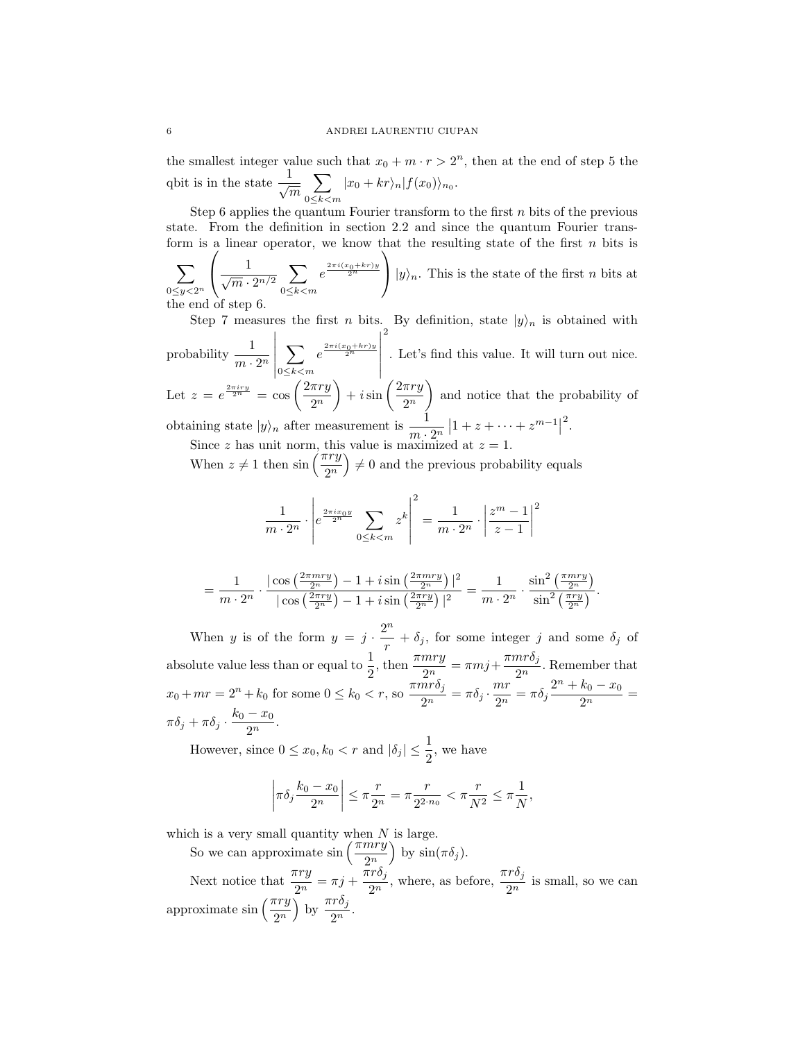the smallest integer value such that $x_0 + m \cdot r > 2^n$, then at the end of step 5 the qbit is in the state $\frac{1}{\sqrt{m}} \sum_{0 \le k < m} |x_0 + kr\rangle_n |f(x_0)\rangle_{n_0}$.

Step 6 applies the quantum Fourier transform to the first $n$ bits of the previous state. From the definition in section 2.2 and since the quantum Fourier transform is a linear operator, we know that the resulting state of the first $n$ bits is $\sum_{0 \le y < 2^n} \left( \frac{1}{\sqrt{m} \cdot 2^{n/2}} \sum_{0 \le k < m} e^{\frac{2\pi i (x_0 + kr) y}{2^n}} \right) |y\rangle_n$. This is the state of the first $n$ bits at the end of step 6.

Step 7 measures the first $n$ bits. By definition, state $|y\rangle_n$ is obtained with probability $\frac{1}{m \cdot 2^n} \left| \sum_{0 \le k < m} e^{\frac{2\pi i (x_0 + kr) y}{2^n}} \right|^2$. Let's find this value. It will turn out nice. Let $z = e^{\frac{2\pi i r y}{2^n}} = \cos\left(\frac{2\pi r y}{2^n}\right) + i \sin\left(\frac{2\pi r y}{2^n}\right)$ and notice that the probability of obtaining state $|y\rangle_n$ after measurement is $\frac{1}{m \cdot 2^n} \left| 1 + z + \cdots + z^{m-1} \right|^2$.

Since $z$ has unit norm, this value is maximized at $z = 1$.

When $z \ne 1$ then $\sin\left(\frac{\pi r y}{2^n}\right) \ne 0$ and the previous probability equals

$$\frac{1}{m \cdot 2^n} \cdot \left| e^{\frac{2\pi i x_0 y}{2^n}} \sum_{0 \le k < m} z^k \right|^2 = \frac{1}{m \cdot 2^n} \cdot \left| \frac{z^m - 1}{z - 1} \right|^2$$

$$= \frac{1}{m \cdot 2^n} \cdot \frac{\left| \cos\left(\frac{2\pi m r y}{2^n}\right) - 1 + i \sin\left(\frac{2\pi m r y}{2^n}\right) \right|^2}{\left| \cos\left(\frac{2\pi r y}{2^n}\right) - 1 + i \sin\left(\frac{2\pi r y}{2^n}\right) \right|^2} = \frac{1}{m \cdot 2^n} \cdot \frac{\sin^2\left(\frac{\pi m r y}{2^n}\right)}{\sin^2\left(\frac{\pi r y}{2^n}\right)}.$$

When $y$ is of the form $y = j \cdot \frac{2^n}{r} + \delta_j$, for some integer $j$ and some $\delta_j$ of absolute value less than or equal to $\frac{1}{2}$, then $\frac{\pi m r y}{2^n} = \pi m j + \frac{\pi m r \delta_j}{2^n}$. Remember that $x_0 + mr = 2^n + k_0$ for some $0 \le k_0 < r$, so $\frac{\pi m r \delta_j}{2^n} = \pi \delta_j \cdot \frac{mr}{2^n} = \pi \delta_j \frac{2^n + k_0 - x_0}{2^n} = \pi \delta_j + \pi \delta_j \cdot \frac{k_0 - x_0}{2^n}$.

However, since $0 \le x_0, k_0 < r$ and $|\delta_j| \le \frac{1}{2}$, we have

$$\left| \pi \delta_j \frac{k_0 - x_0}{2^n} \right| \le \pi \frac{r}{2^n} = \pi \frac{r}{2^{2 \cdot n_0}} < \pi \frac{r}{N^2} \le \pi \frac{1}{N},$$

which is a very small quantity when $N$ is large.

So we can approximate $\sin\left(\frac{\pi m r y}{2^n}\right)$ by $\sin(\pi \delta_j)$.

Next notice that $\frac{\pi r y}{2^n} = \pi j + \frac{\pi r \delta_j}{2^n}$, where, as before, $\frac{\pi r \delta_j}{2^n}$ is small, so we can approximate $\sin\left(\frac{\pi r y}{2^n}\right)$ by $\frac{\pi r \delta_j}{2^n}$.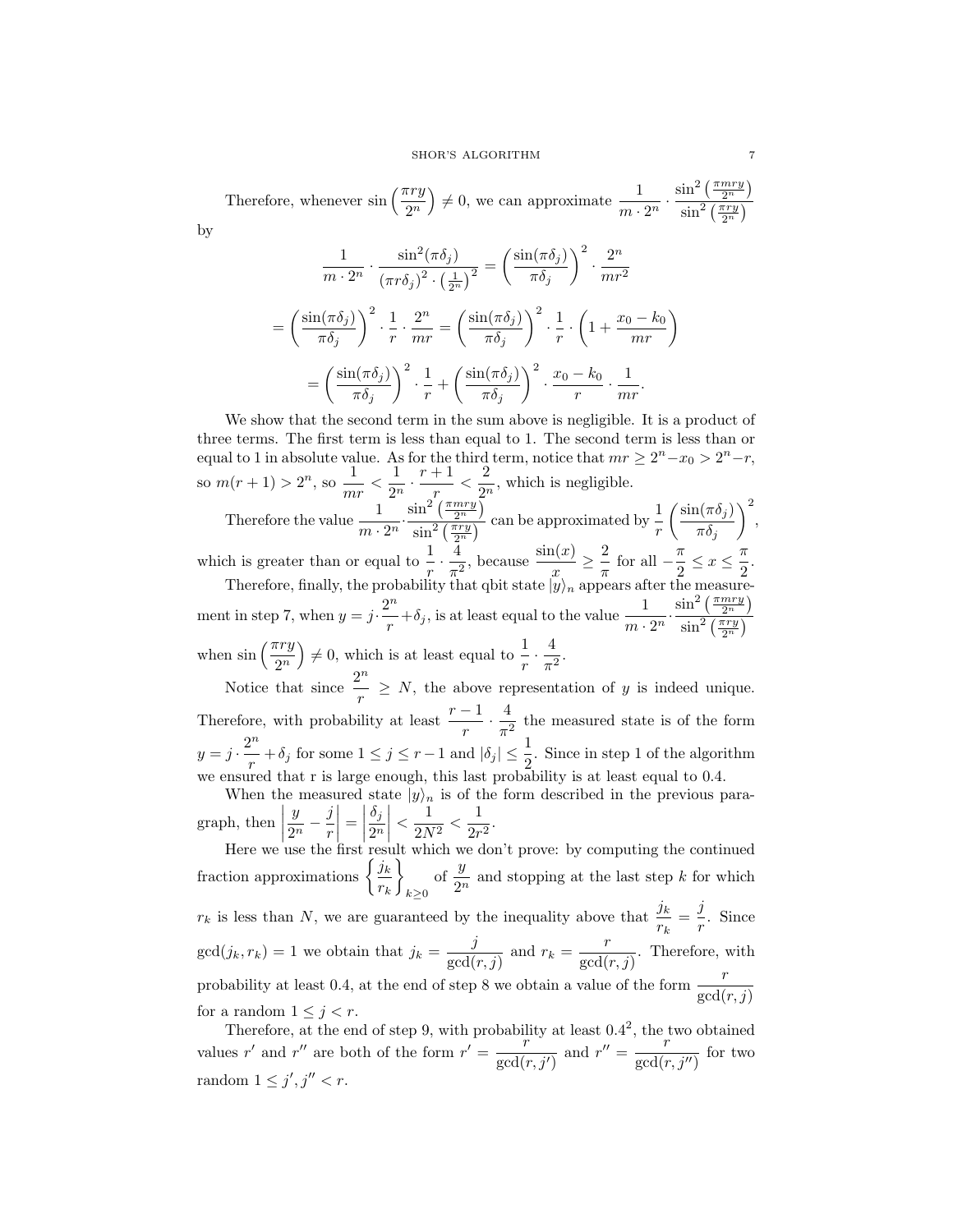Therefore, whenever $\sin\left(\frac{\pi r y}{2^n}\right) \neq 0$, we can approximate $\dfrac{1}{m \cdot 2^n} \cdot \dfrac{\sin^2\left(\frac{\pi m r y}{2^n}\right)}{\sin^2\left(\frac{\pi r y}{2^n}\right)}$ by

$$\frac{1}{m \cdot 2^n} \cdot \frac{\sin^2(\pi\delta_j)}{(\pi r \delta_j)^2 \cdot \left(\frac{1}{2^n}\right)^2} = \left(\frac{\sin(\pi\delta_j)}{\pi\delta_j}\right)^2 \cdot \frac{2^n}{mr^2}$$

$$= \left(\frac{\sin(\pi\delta_j)}{\pi\delta_j}\right)^2 \cdot \frac{1}{r} \cdot \frac{2^n}{mr} = \left(\frac{\sin(\pi\delta_j)}{\pi\delta_j}\right)^2 \cdot \frac{1}{r} \cdot \left(1 + \frac{x_0 - k_0}{mr}\right)$$

$$= \left(\frac{\sin(\pi\delta_j)}{\pi\delta_j}\right)^2 \cdot \frac{1}{r} + \left(\frac{\sin(\pi\delta_j)}{\pi\delta_j}\right)^2 \cdot \frac{x_0 - k_0}{r} \cdot \frac{1}{mr}.$$

We show that the second term in the sum above is negligible. It is a product of three terms. The first term is less than equal to 1. The second term is less than or equal to 1 in absolute value. As for the third term, notice that $mr \geq 2^n - x_0 > 2^n - r$, so $m(r+1) > 2^n$, so $\dfrac{1}{mr} < \dfrac{1}{2^n} \cdot \dfrac{r+1}{r} < \dfrac{2}{2^n}$, which is negligible.

Therefore the value $\dfrac{1}{m \cdot 2^n} \cdot \dfrac{\sin^2\left(\frac{\pi m r y}{2^n}\right)}{\sin^2\left(\frac{\pi r y}{2^n}\right)}$ can be approximated by $\dfrac{1}{r}\left(\dfrac{\sin(\pi\delta_j)}{\pi\delta_j}\right)^2$, which is greater than or equal to $\dfrac{1}{r} \cdot \dfrac{4}{\pi^2}$, because $\dfrac{\sin(x)}{x} \geq \dfrac{2}{\pi}$ for all $-\dfrac{\pi}{2} \leq x \leq \dfrac{\pi}{2}$.

Therefore, finally, the probability that qbit state $|y\rangle_n$ appears after the measurement in step 7, when $y = j \cdot \dfrac{2^n}{r} + \delta_j$, is at least equal to the value $\dfrac{1}{m \cdot 2^n} \cdot \dfrac{\sin^2\left(\frac{\pi m r y}{2^n}\right)}{\sin^2\left(\frac{\pi r y}{2^n}\right)}$ when $\sin\left(\dfrac{\pi r y}{2^n}\right) \neq 0$, which is at least equal to $\dfrac{1}{r} \cdot \dfrac{4}{\pi^2}$.

Notice that since $\dfrac{2^n}{r} \geq N$, the above representation of $y$ is indeed unique. Therefore, with probability at least $\dfrac{r-1}{r} \cdot \dfrac{4}{\pi^2}$ the measured state is of the form $y = j \cdot \dfrac{2^n}{r} + \delta_j$ for some $1 \leq j \leq r-1$ and $|\delta_j| \leq \dfrac{1}{2}$. Since in step 1 of the algorithm we ensured that r is large enough, this last probability is at least equal to 0.4.

When the measured state $|y\rangle_n$ is of the form described in the previous paragraph, then $\left|\dfrac{y}{2^n} - \dfrac{j}{r}\right| = \left|\dfrac{\delta_j}{2^n}\right| < \dfrac{1}{2N^2} < \dfrac{1}{2r^2}$.

Here we use the first result which we don't prove: by computing the continued fraction approximations $\left\{\dfrac{j_k}{r_k}\right\}_{k \geq 0}$ of $\dfrac{y}{2^n}$ and stopping at the last step $k$ for which $r_k$ is less than $N$, we are guaranteed by the inequality above that $\dfrac{j_k}{r_k} = \dfrac{j}{r}$. Since $\gcd(j_k, r_k) = 1$ we obtain that $j_k = \dfrac{j}{\gcd(r,j)}$ and $r_k = \dfrac{r}{\gcd(r,j)}$. Therefore, with probability at least 0.4, at the end of step 8 we obtain a value of the form $\dfrac{r}{\gcd(r,j)}$ for a random $1 \leq j < r$.

Therefore, at the end of step 9, with probability at least $0.4^2$, the two obtained values $r'$ and $r''$ are both of the form $r' = \dfrac{r}{\gcd(r,j')}$ and $r'' = \dfrac{r}{\gcd(r,j'')}$ for two random $1 \leq j', j'' < r$.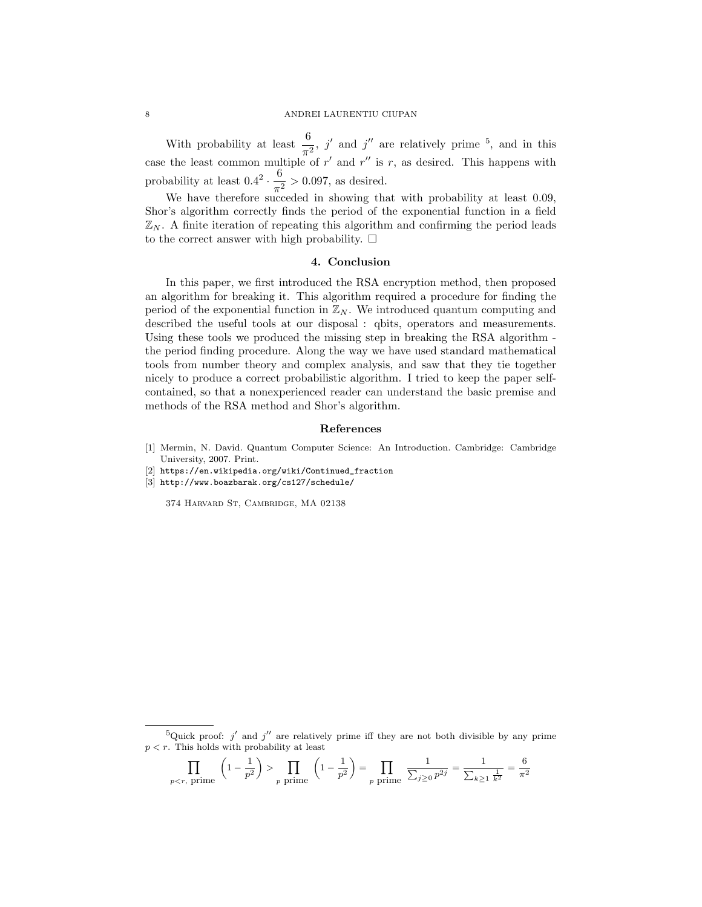With probability at least $\dfrac{6}{\pi^2}$, $j'$ and $j''$ are relatively prime [5], and in this case the least common multiple of $r'$ and $r''$ is $r$, as desired. This happens with probability at least $0.4^2 \cdot \dfrac{6}{\pi^2} > 0.097$, as desired.

We have therefore succeded in showing that with probability at least 0.09, Shor's algorithm correctly finds the period of the exponential function in a field $\mathbb{Z}_N$. A finite iteration of repeating this algorithm and confirming the period leads to the correct answer with high probability. □

## 4. Conclusion

In this paper, we first introduced the RSA encryption method, then proposed an algorithm for breaking it. This algorithm required a procedure for finding the period of the exponential function in $\mathbb{Z}_N$. We introduced quantum computing and described the useful tools at our disposal : qbits, operators and measurements. Using these tools we produced the missing step in breaking the RSA algorithm - the period finding procedure. Along the way we have used standard mathematical tools from number theory and complex analysis, and saw that they tie together nicely to produce a correct probabilistic algorithm. I tried to keep the paper self-contained, so that a nonexperienced reader can understand the basic premise and methods of the RSA method and Shor's algorithm.

## References

[1] Mermin, N. David. Quantum Computer Science: An Introduction. Cambridge: Cambridge University, 2007. Print.

[2] `https://en.wikipedia.org/wiki/Continued_fraction`

[3] `http://www.boazbarak.org/cs127/schedule/`

374 Harvard St, Cambridge, MA 02138

---

[5] Quick proof: $j'$ and $j''$ are relatively prime iff they are not both divisible by any prime $p < r$. This holds with probability at least

$$\prod_{p<r,\text{ prime}} \left(1 - \frac{1}{p^2}\right) > \prod_{p \text{ prime}} \left(1 - \frac{1}{p^2}\right) = \prod_{p \text{ prime}} \frac{1}{\sum_{j\geq 0} p^{2j}} = \frac{1}{\sum_{k\geq 1} \frac{1}{k^2}} = \frac{6}{\pi^2}$$